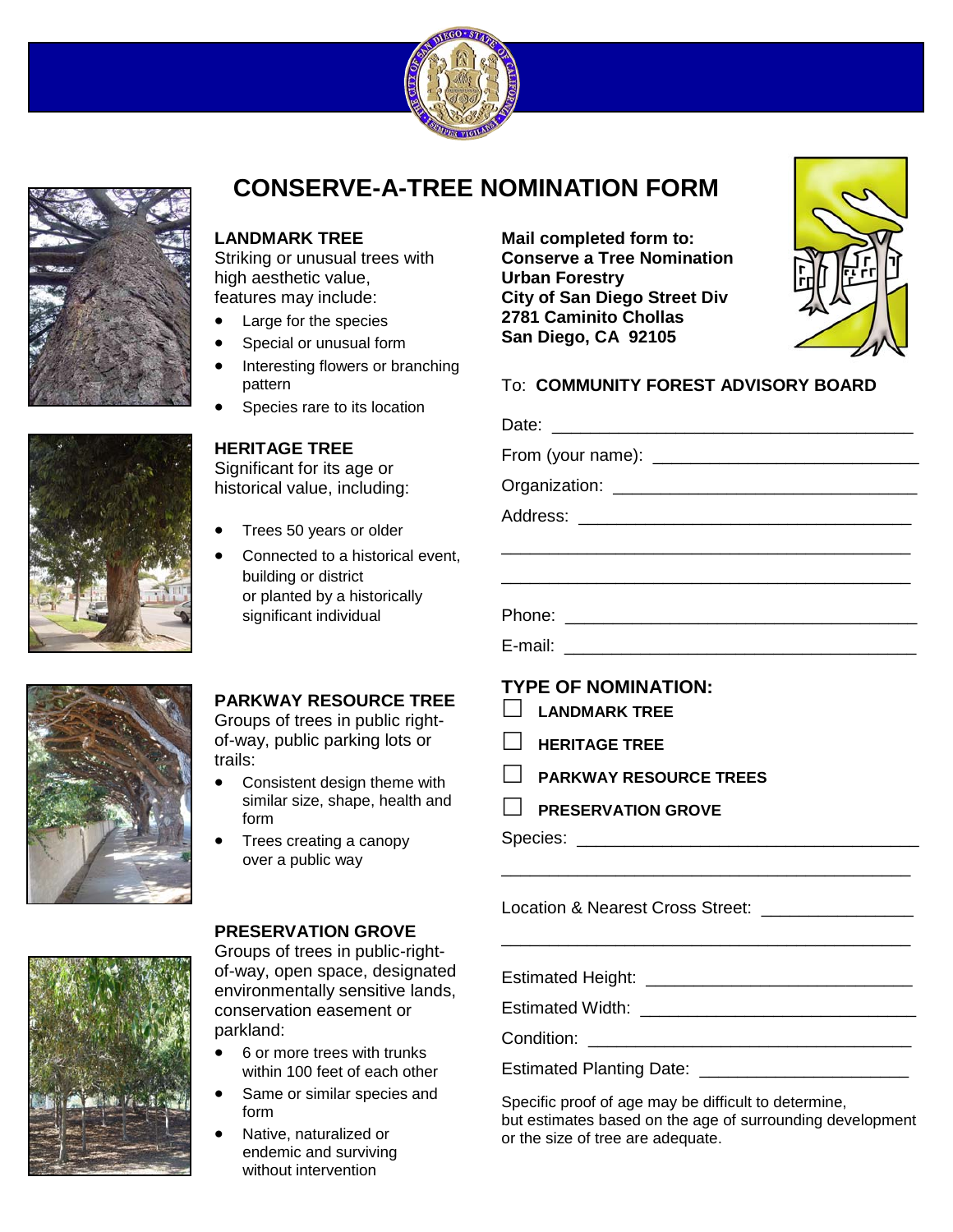# CONSERVE-A-TREE NOMINATION FORM

## LANDMARK TREE

Striking or unusual trees with high aesthetic value, features may include:

- Large for the species
- Special or unusual form
- Interesting flowers or branching pattern
- Species rare to its location

## HERITAGE TREE

Significant for its age or historical value, including:

- Trees 50 years or older
- Connected to a historical event, building or district or planted by a historically significant individual

## PARKWAY RESOURCE TREE

Groups of trees in public right-of-way, public parking lots or trails:

- Consistent design theme with similar size, shape, health and form
- Trees creating a canopy over a public way

## PRESERVATION GROVE

Groups of trees in public-right-of-way, open space, designated environmentally sensitive lands, conservation easement or parkland:

- 6 or more trees with trunks within 100 feet of each other
- Same or similar species and form
- Native, naturalized or endemic and surviving without intervention

**Mail completed form to:**
**Conserve a Tree Nomination**
**Urban Forestry**
**City of San Diego Street Div**
**2781 Caminito Chollas**
**San Diego, CA 92105**

To: **COMMUNITY FOREST ADVISORY BOARD**

Date: ______________________________________

From (your name): ___________________________

Organization: _______________________________

Address: ___________________________________

____________________________________________

____________________________________________

Phone: _____________________________________

E-mail: _____________________________________

## TYPE OF NOMINATION:

- ☐ **LANDMARK TREE**
- ☐ **HERITAGE TREE**
- ☐ **PARKWAY RESOURCE TREES**
- ☐ **PRESERVATION GROVE**

Species: ____________________________________

____________________________________________

Location & Nearest Cross Street: _______________

____________________________________________

Estimated Height: ___________________________

Estimated Width: ____________________________

Condition: __________________________________

Estimated Planting Date: _____________________

Specific proof of age may be difficult to determine, but estimates based on the age of surrounding development or the size of tree are adequate.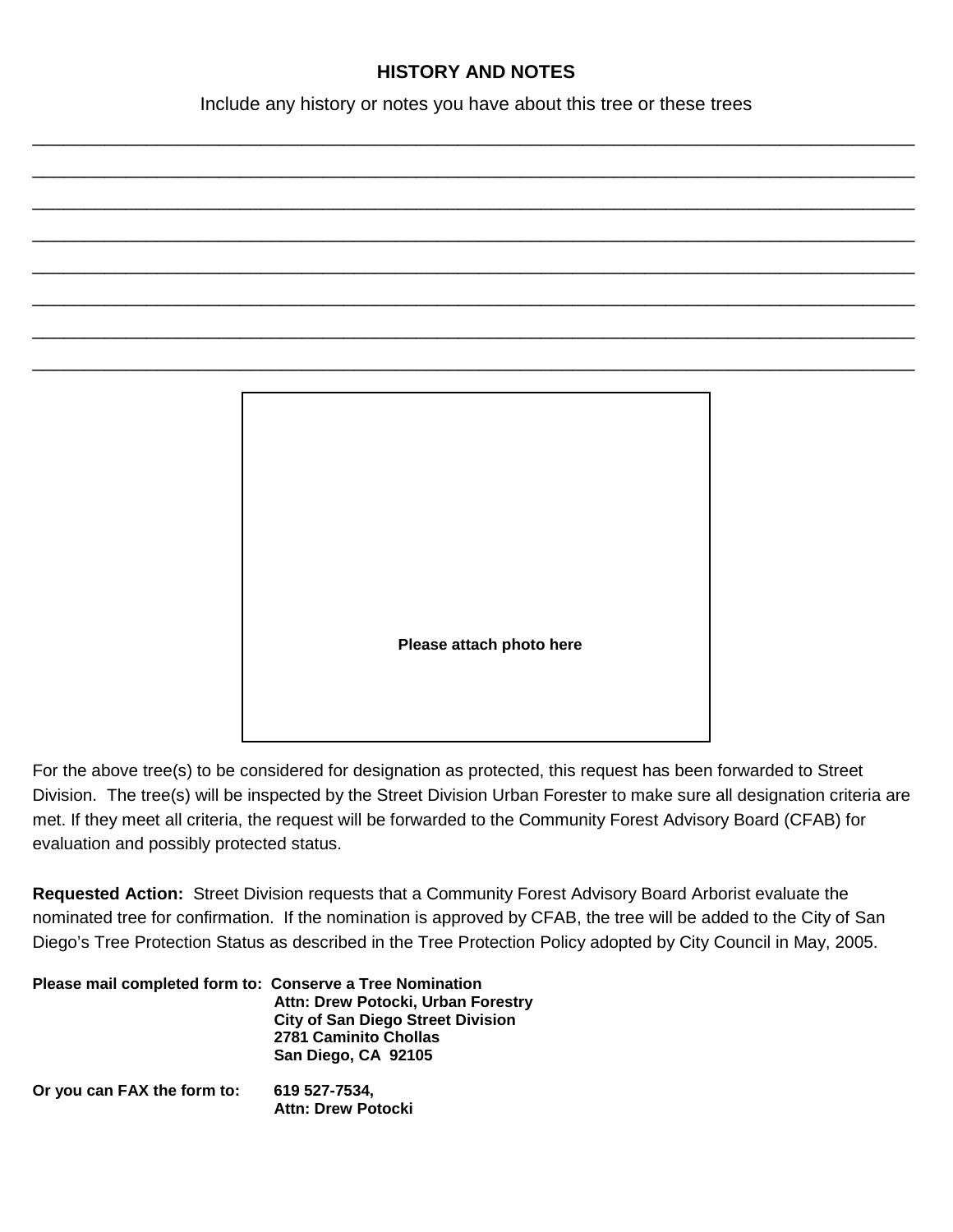## HISTORY AND NOTES

Include any history or notes you have about this tree or these trees

\_\_\_\_\_\_\_\_\_\_\_\_\_\_\_\_\_\_\_\_\_\_\_\_\_\_\_\_\_\_\_\_\_\_\_\_\_\_\_\_\_\_\_\_\_\_\_\_\_\_\_\_\_\_\_\_\_\_\_\_\_\_\_\_\_\_\_\_\_\_\_\_\_\_\_\_\_\_

\_\_\_\_\_\_\_\_\_\_\_\_\_\_\_\_\_\_\_\_\_\_\_\_\_\_\_\_\_\_\_\_\_\_\_\_\_\_\_\_\_\_\_\_\_\_\_\_\_\_\_\_\_\_\_\_\_\_\_\_\_\_\_\_\_\_\_\_\_\_\_\_\_\_\_\_\_\_

\_\_\_\_\_\_\_\_\_\_\_\_\_\_\_\_\_\_\_\_\_\_\_\_\_\_\_\_\_\_\_\_\_\_\_\_\_\_\_\_\_\_\_\_\_\_\_\_\_\_\_\_\_\_\_\_\_\_\_\_\_\_\_\_\_\_\_\_\_\_\_\_\_\_\_\_\_\_

\_\_\_\_\_\_\_\_\_\_\_\_\_\_\_\_\_\_\_\_\_\_\_\_\_\_\_\_\_\_\_\_\_\_\_\_\_\_\_\_\_\_\_\_\_\_\_\_\_\_\_\_\_\_\_\_\_\_\_\_\_\_\_\_\_\_\_\_\_\_\_\_\_\_\_\_\_\_

\_\_\_\_\_\_\_\_\_\_\_\_\_\_\_\_\_\_\_\_\_\_\_\_\_\_\_\_\_\_\_\_\_\_\_\_\_\_\_\_\_\_\_\_\_\_\_\_\_\_\_\_\_\_\_\_\_\_\_\_\_\_\_\_\_\_\_\_\_\_\_\_\_\_\_\_\_\_

\_\_\_\_\_\_\_\_\_\_\_\_\_\_\_\_\_\_\_\_\_\_\_\_\_\_\_\_\_\_\_\_\_\_\_\_\_\_\_\_\_\_\_\_\_\_\_\_\_\_\_\_\_\_\_\_\_\_\_\_\_\_\_\_\_\_\_\_\_\_\_\_\_\_\_\_\_\_

\_\_\_\_\_\_\_\_\_\_\_\_\_\_\_\_\_\_\_\_\_\_\_\_\_\_\_\_\_\_\_\_\_\_\_\_\_\_\_\_\_\_\_\_\_\_\_\_\_\_\_\_\_\_\_\_\_\_\_\_\_\_\_\_\_\_\_\_\_\_\_\_\_\_\_\_\_\_

\_\_\_\_\_\_\_\_\_\_\_\_\_\_\_\_\_\_\_\_\_\_\_\_\_\_\_\_\_\_\_\_\_\_\_\_\_\_\_\_\_\_\_\_\_\_\_\_\_\_\_\_\_\_\_\_\_\_\_\_\_\_\_\_\_\_\_\_\_\_\_\_\_\_\_\_\_\_

**Please attach photo here**

For the above tree(s) to be considered for designation as protected, this request has been forwarded to Street Division. The tree(s) will be inspected by the Street Division Urban Forester to make sure all designation criteria are met. If they meet all criteria, the request will be forwarded to the Community Forest Advisory Board (CFAB) for evaluation and possibly protected status.

**Requested Action:** Street Division requests that a Community Forest Advisory Board Arborist evaluate the nominated tree for confirmation. If the nomination is approved by CFAB, the tree will be added to the City of San Diego's Tree Protection Status as described in the Tree Protection Policy adopted by City Council in May, 2005.

**Please mail completed form to: Conserve a Tree Nomination**
**Attn: Drew Potocki, Urban Forestry**
**City of San Diego Street Division**
**2781 Caminito Chollas**
**San Diego, CA 92105**

**Or you can FAX the form to: 619 527-7534,**
**Attn: Drew Potocki**